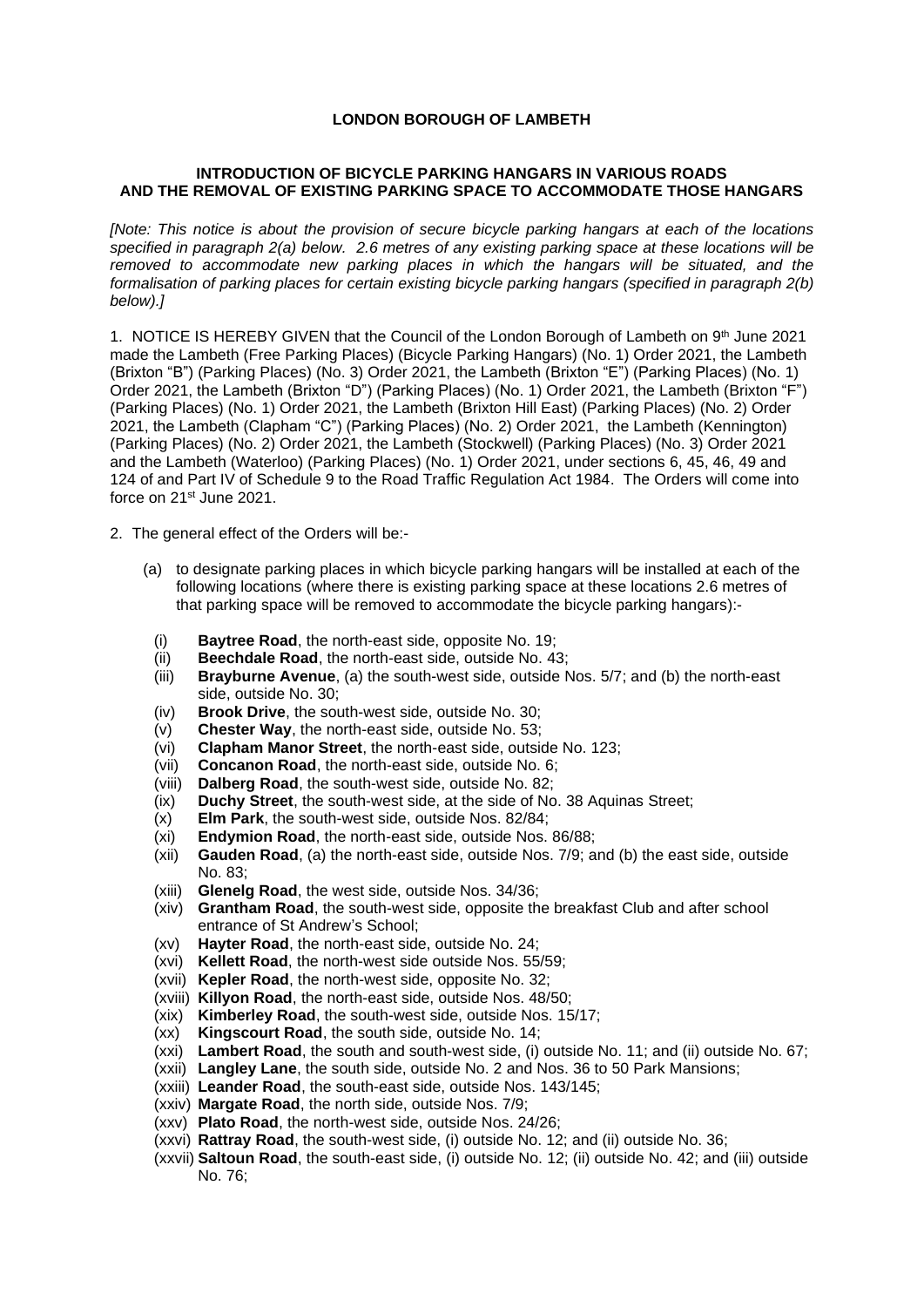**LONDON BOROUGH OF LAMBETH**

**INTRODUCTION OF BICYCLE PARKING HANGARS IN VARIOUS ROADS AND THE REMOVAL OF EXISTING PARKING SPACE TO ACCOMMODATE THOSE HANGARS**

*[Note: This notice is about the provision of secure bicycle parking hangars at each of the locations specified in paragraph 2(a) below. 2.6 metres of any existing parking space at these locations will be removed to accommodate new parking places in which the hangars will be situated, and the formalisation of parking places for certain existing bicycle parking hangars (specified in paragraph 2(b) below).]*

1. NOTICE IS HEREBY GIVEN that the Council of the London Borough of Lambeth on 9th June 2021 made the Lambeth (Free Parking Places) (Bicycle Parking Hangars) (No. 1) Order 2021, the Lambeth (Brixton "B") (Parking Places) (No. 3) Order 2021, the Lambeth (Brixton "E") (Parking Places) (No. 1) Order 2021, the Lambeth (Brixton "D") (Parking Places) (No. 1) Order 2021, the Lambeth (Brixton "F") (Parking Places) (No. 1) Order 2021, the Lambeth (Brixton Hill East) (Parking Places) (No. 2) Order 2021, the Lambeth (Clapham "C") (Parking Places) (No. 2) Order 2021, the Lambeth (Kennington) (Parking Places) (No. 2) Order 2021, the Lambeth (Stockwell) (Parking Places) (No. 3) Order 2021 and the Lambeth (Waterloo) (Parking Places) (No. 1) Order 2021, under sections 6, 45, 46, 49 and 124 of and Part IV of Schedule 9 to the Road Traffic Regulation Act 1984. The Orders will come into force on 21st June 2021.

2. The general effect of the Orders will be:-

(a) to designate parking places in which bicycle parking hangars will be installed at each of the following locations (where there is existing parking space at these locations 2.6 metres of that parking space will be removed to accommodate the bicycle parking hangars):-

(i) **Baytree Road**, the north-east side, opposite No. 19;
(ii) **Beechdale Road**, the north-east side, outside No. 43;
(iii) **Brayburne Avenue**, (a) the south-west side, outside Nos. 5/7; and (b) the north-east side, outside No. 30;
(iv) **Brook Drive**, the south-west side, outside No. 30;
(v) **Chester Way**, the north-east side, outside No. 53;
(vi) **Clapham Manor Street**, the north-east side, outside No. 123;
(vii) **Concanon Road**, the north-east side, outside No. 6;
(viii) **Dalberg Road**, the south-west side, outside No. 82;
(ix) **Duchy Street**, the south-west side, at the side of No. 38 Aquinas Street;
(x) **Elm Park**, the south-west side, outside Nos. 82/84;
(xi) **Endymion Road**, the north-east side, outside Nos. 86/88;
(xii) **Gauden Road**, (a) the north-east side, outside Nos. 7/9; and (b) the east side, outside No. 83;
(xiii) **Glenelg Road**, the west side, outside Nos. 34/36;
(xiv) **Grantham Road**, the south-west side, opposite the breakfast Club and after school entrance of St Andrew's School;
(xv) **Hayter Road**, the north-east side, outside No. 24;
(xvi) **Kellett Road**, the north-west side outside Nos. 55/59;
(xvii) **Kepler Road**, the north-west side, opposite No. 32;
(xviii) **Killyon Road**, the north-east side, outside Nos. 48/50;
(xix) **Kimberley Road**, the south-west side, outside Nos. 15/17;
(xx) **Kingscourt Road**, the south side, outside No. 14;
(xxi) **Lambert Road**, the south and south-west side, (i) outside No. 11; and (ii) outside No. 67;
(xxii) **Langley Lane**, the south side, outside No. 2 and Nos. 36 to 50 Park Mansions;
(xxiii) **Leander Road**, the south-east side, outside Nos. 143/145;
(xxiv) **Margate Road**, the north side, outside Nos. 7/9;
(xxv) **Plato Road**, the north-west side, outside Nos. 24/26;
(xxvi) **Rattray Road**, the south-west side, (i) outside No. 12; and (ii) outside No. 36;
(xxvii) **Saltoun Road**, the south-east side, (i) outside No. 12; (ii) outside No. 42; and (iii) outside No. 76;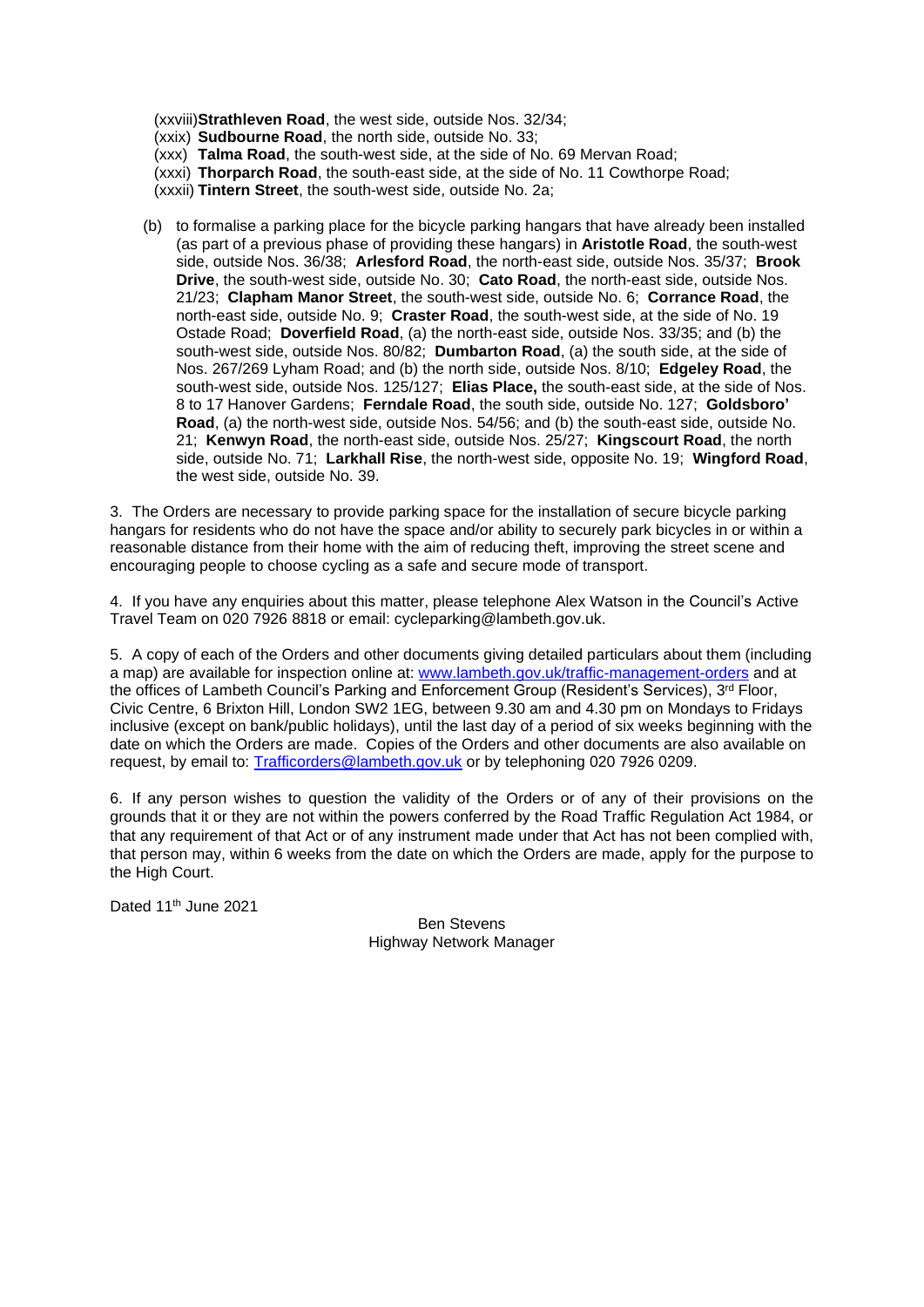(xxviii) **Strathleven Road**, the west side, outside Nos. 32/34;
(xxix) **Sudbourne Road**, the north side, outside No. 33;
(xxx) **Talma Road**, the south-west side, at the side of No. 69 Mervan Road;
(xxxi) **Thorparch Road**, the south-east side, at the side of No. 11 Cowthorpe Road;
(xxxii) **Tintern Street**, the south-west side, outside No. 2a;

(b) to formalise a parking place for the bicycle parking hangars that have already been installed (as part of a previous phase of providing these hangars) in **Aristotle Road**, the south-west side, outside Nos. 36/38; **Arlesford Road**, the north-east side, outside Nos. 35/37; **Brook Drive**, the south-west side, outside No. 30; **Cato Road**, the north-east side, outside Nos. 21/23; **Clapham Manor Street**, the south-west side, outside No. 6; **Corrance Road**, the north-east side, outside No. 9; **Craster Road**, the south-west side, at the side of No. 19 Ostade Road; **Doverfield Road**, (a) the north-east side, outside Nos. 33/35; and (b) the south-west side, outside Nos. 80/82; **Dumbarton Road**, (a) the south side, at the side of Nos. 267/269 Lyham Road; and (b) the north side, outside Nos. 8/10; **Edgeley Road**, the south-west side, outside Nos. 125/127; **Elias Place,** the south-east side, at the side of Nos. 8 to 17 Hanover Gardens; **Ferndale Road**, the south side, outside No. 127; **Goldsboro' Road**, (a) the north-west side, outside Nos. 54/56; and (b) the south-east side, outside No. 21; **Kenwyn Road**, the north-east side, outside Nos. 25/27; **Kingscourt Road**, the north side, outside No. 71; **Larkhall Rise**, the north-west side, opposite No. 19; **Wingford Road**, the west side, outside No. 39.

3. The Orders are necessary to provide parking space for the installation of secure bicycle parking hangars for residents who do not have the space and/or ability to securely park bicycles in or within a reasonable distance from their home with the aim of reducing theft, improving the street scene and encouraging people to choose cycling as a safe and secure mode of transport.

4. If you have any enquiries about this matter, please telephone Alex Watson in the Council's Active Travel Team on 020 7926 8818 or email: cycleparking@lambeth.gov.uk.

5. A copy of each of the Orders and other documents giving detailed particulars about them (including a map) are available for inspection online at: www.lambeth.gov.uk/traffic-management-orders and at the offices of Lambeth Council's Parking and Enforcement Group (Resident's Services), 3rd Floor, Civic Centre, 6 Brixton Hill, London SW2 1EG, between 9.30 am and 4.30 pm on Mondays to Fridays inclusive (except on bank/public holidays), until the last day of a period of six weeks beginning with the date on which the Orders are made. Copies of the Orders and other documents are also available on request, by email to: Trafficorders@lambeth.gov.uk or by telephoning 020 7926 0209.

6. If any person wishes to question the validity of the Orders or of any of their provisions on the grounds that it or they are not within the powers conferred by the Road Traffic Regulation Act 1984, or that any requirement of that Act or of any instrument made under that Act has not been complied with, that person may, within 6 weeks from the date on which the Orders are made, apply for the purpose to the High Court.

Dated 11th June 2021

Ben Stevens
Highway Network Manager